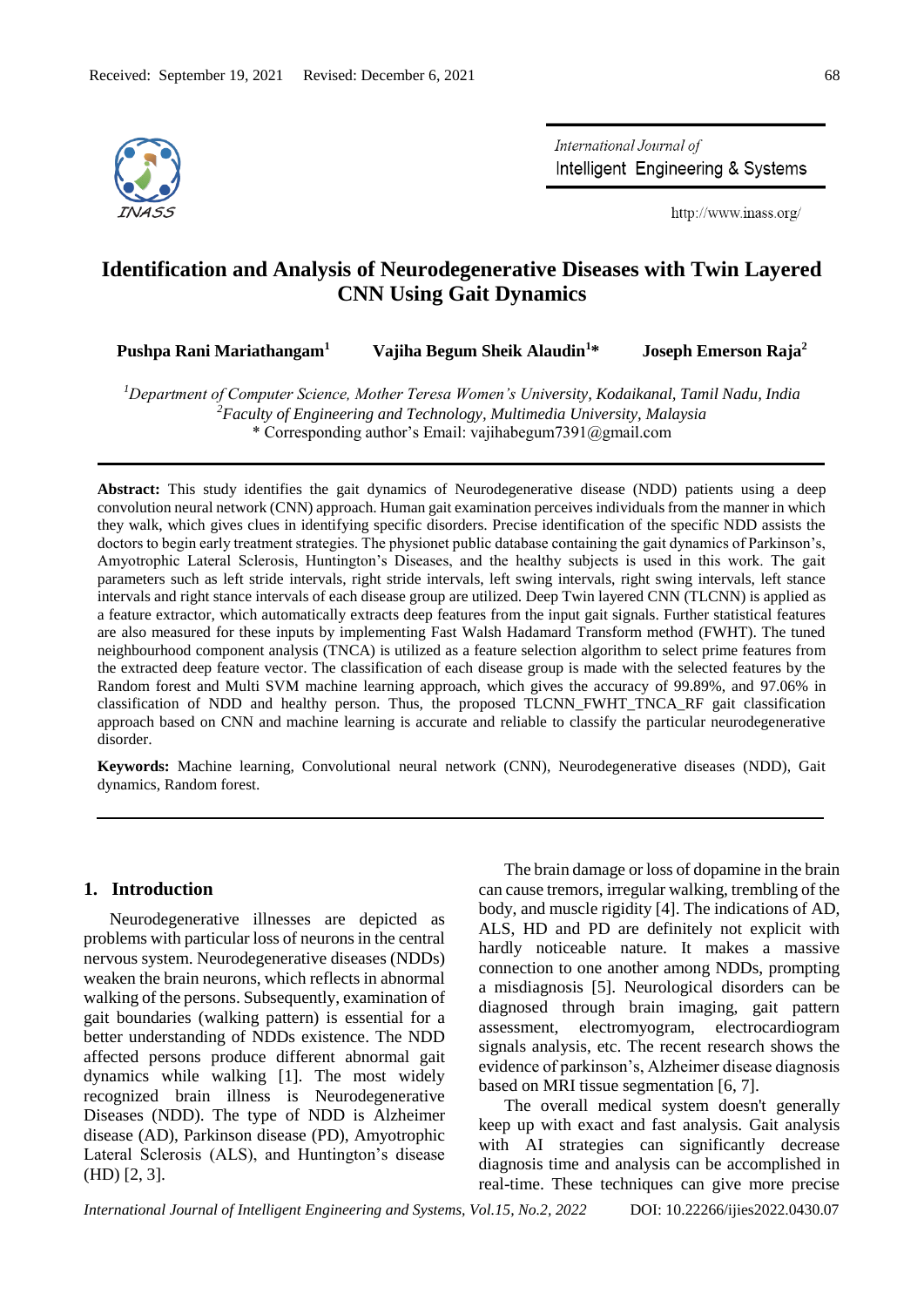Received: September 19, 2021 Revised: December 6, 2021

# Identification and Analysis of Neurodegenerative Diseases with Twin Layered CNN Using Gait Dynamics

**Pushpa Rani Mariathangam[1]** **Vajiha Begum Sheik Alaudin[1]*** **Joseph Emerson Raja[2]**

[1]*Department of Computer Science, Mother Teresa Women's University, Kodaikanal, Tamil Nadu, India*
[2]*Faculty of Engineering and Technology, Multimedia University, Malaysia*
* Corresponding author's Email: vajihabegum7391@gmail.com

**Abstract:** This study identifies the gait dynamics of Neurodegenerative disease (NDD) patients using a deep convolution neural network (CNN) approach. Human gait examination perceives individuals from the manner in which they walk, which gives clues in identifying specific disorders. Precise identification of the specific NDD assists the doctors to begin early treatment strategies. The physionet public database containing the gait dynamics of Parkinson's, Amyotrophic Lateral Sclerosis, Huntington's Diseases, and the healthy subjects is used in this work. The gait parameters such as left stride intervals, right stride intervals, left swing intervals, right swing intervals, left stance intervals and right stance intervals of each disease group are utilized. Deep Twin layered CNN (TLCNN) is applied as a feature extractor, which automatically extracts deep features from the input gait signals. Further statistical features are also measured for these inputs by implementing Fast Walsh Hadamard Transform method (FWHT). The tuned neighbourhood component analysis (TNCA) is utilized as a feature selection algorithm to select prime features from the extracted deep feature vector. The classification of each disease group is made with the selected features by the Random forest and Multi SVM machine learning approach, which gives the accuracy of 99.89%, and 97.06% in classification of NDD and healthy person. Thus, the proposed TLCNN_FWHT_TNCA_RF gait classification approach based on CNN and machine learning is accurate and reliable to classify the particular neurodegenerative disorder.

**Keywords:** Machine learning, Convolutional neural network (CNN), Neurodegenerative diseases (NDD), Gait dynamics, Random forest.

## 1. Introduction

Neurodegenerative illnesses are depicted as problems with particular loss of neurons in the central nervous system. Neurodegenerative diseases (NDDs) weaken the brain neurons, which reflects in abnormal walking of the persons. Subsequently, examination of gait boundaries (walking pattern) is essential for a better understanding of NDDs existence. The NDD affected persons produce different abnormal gait dynamics while walking [1]. The most widely recognized brain illness is Neurodegenerative Diseases (NDD). The type of NDD is Alzheimer disease (AD), Parkinson disease (PD), Amyotrophic Lateral Sclerosis (ALS), and Huntington's disease (HD) [2, 3].

The brain damage or loss of dopamine in the brain can cause tremors, irregular walking, trembling of the body, and muscle rigidity [4]. The indications of AD, ALS, HD and PD are definitely not explicit with hardly noticeable nature. It makes a massive connection to one another among NDDs, prompting a misdiagnosis [5]. Neurological disorders can be diagnosed through brain imaging, gait pattern assessment, electromyogram, electrocardiogram signals analysis, etc. The recent research shows the evidence of parkinson's, Alzheimer disease diagnosis based on MRI tissue segmentation [6, 7].

The overall medical system doesn't generally keep up with exact and fast analysis. Gait analysis with AI strategies can significantly decrease diagnosis time and analysis can be accomplished in real-time. These techniques can give more precise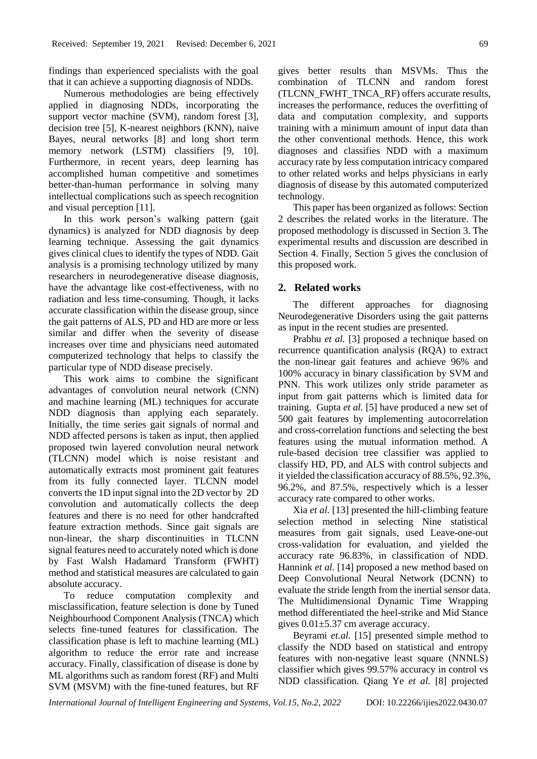findings than experienced specialists with the goal that it can achieve a supporting diagnosis of NDDs.

Numerous methodologies are being effectively applied in diagnosing NDDs, incorporating the support vector machine (SVM), random forest [3], decision tree [5], K-nearest neighbors (KNN), naive Bayes, neural networks [8] and long short term memory network (LSTM) classifiers [9, 10]. Furthermore, in recent years, deep learning has accomplished human competitive and sometimes better-than-human performance in solving many intellectual complications such as speech recognition and visual perception [11].

In this work person's walking pattern (gait dynamics) is analyzed for NDD diagnosis by deep learning technique. Assessing the gait dynamics gives clinical clues to identify the types of NDD. Gait analysis is a promising technology utilized by many researchers in neurodegenerative disease diagnosis, have the advantage like cost-effectiveness, with no radiation and less time-consuming. Though, it lacks accurate classification within the disease group, since the gait patterns of ALS, PD and HD are more or less similar and differ when the severity of disease increases over time and physicians need automated computerized technology that helps to classify the particular type of NDD disease precisely.

This work aims to combine the significant advantages of convolution neural network (CNN) and machine learning (ML) techniques for accurate NDD diagnosis than applying each separately. Initially, the time series gait signals of normal and NDD affected persons is taken as input, then applied proposed twin layered convolution neural network (TLCNN) model which is noise resistant and automatically extracts most prominent gait features from its fully connected layer. TLCNN model converts the 1D input signal into the 2D vector by 2D convolution and automatically collects the deep features and there is no need for other handcrafted feature extraction methods. Since gait signals are non-linear, the sharp discontinuities in TLCNN signal features need to accurately noted which is done by Fast Walsh Hadamard Transform (FWHT) method and statistical measures are calculated to gain absolute accuracy.

To reduce computation complexity and misclassification, feature selection is done by Tuned Neighbourhood Component Analysis (TNCA) which selects fine-tuned features for classification. The classification phase is left to machine learning (ML) algorithm to reduce the error rate and increase accuracy. Finally, classification of disease is done by ML algorithms such as random forest (RF) and Multi SVM (MSVM) with the fine-tuned features, but RF gives better results than MSVMs. Thus the combination of TLCNN and random forest (TLCNN_FWHT_TNCA_RF) offers accurate results, increases the performance, reduces the overfitting of data and computation complexity, and supports training with a minimum amount of input data than the other conventional methods. Hence, this work diagnoses and classifies NDD with a maximum accuracy rate by less computation intricacy compared to other related works and helps physicians in early diagnosis of disease by this automated computerized technology.

This paper has been organized as follows: Section 2 describes the related works in the literature. The proposed methodology is discussed in Section 3. The experimental results and discussion are described in Section 4. Finally, Section 5 gives the conclusion of this proposed work.

## 2. Related works

The different approaches for diagnosing Neurodegenerative Disorders using the gait patterns as input in the recent studies are presented.

Prabhu *et al.* [3] proposed a technique based on recurrence quantification analysis (RQA) to extract the non-linear gait features and achieve 96% and 100% accuracy in binary classification by SVM and PNN. This work utilizes only stride parameter as input from gait patterns which is limited data for training. Gupta *et al.* [5] have produced a new set of 500 gait features by implementing autocorrelation and cross-correlation functions and selecting the best features using the mutual information method. A rule-based decision tree classifier was applied to classify HD, PD, and ALS with control subjects and it yielded the classification accuracy of 88.5%, 92.3%, 96.2%, and 87.5%, respectively which is a lesser accuracy rate compared to other works.

Xia *et al.* [13] presented the hill-climbing feature selection method in selecting Nine statistical measures from gait signals, used Leave-one-out cross-validation for evaluation, and yielded the accuracy rate 96.83%, in classification of NDD. Hannink *et al.* [14] proposed a new method based on Deep Convolutional Neural Network (DCNN) to evaluate the stride length from the inertial sensor data. The Multidimensional Dynamic Time Wrapping method differentiated the heel-strike and Mid Stance gives $0.01 \pm 5.37$ cm average accuracy.

Beyrami *et.al.* [15] presented simple method to classify the NDD based on statistical and entropy features with non-negative least square (NNNLS) classifier which gives 99.57% accuracy in control vs NDD classification. Qiang Ye *et al.* [8] projected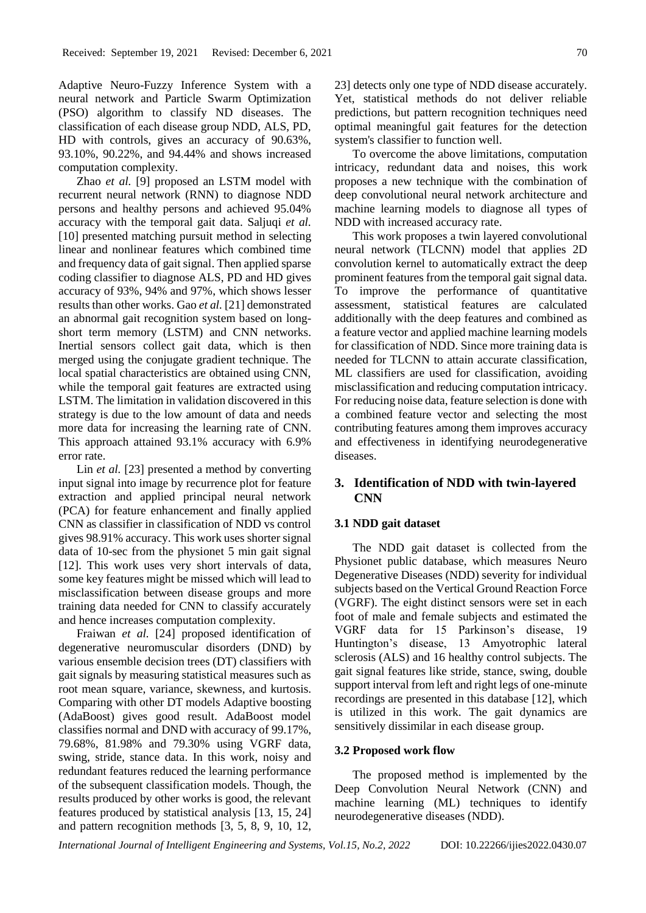Adaptive Neuro-Fuzzy Inference System with a neural network and Particle Swarm Optimization (PSO) algorithm to classify ND diseases. The classification of each disease group NDD, ALS, PD, HD with controls, gives an accuracy of 90.63%, 93.10%, 90.22%, and 94.44% and shows increased computation complexity.

Zhao *et al.* [9] proposed an LSTM model with recurrent neural network (RNN) to diagnose NDD persons and healthy persons and achieved 95.04% accuracy with the temporal gait data. Saljuqi *et al.* [10] presented matching pursuit method in selecting linear and nonlinear features which combined time and frequency data of gait signal. Then applied sparse coding classifier to diagnose ALS, PD and HD gives accuracy of 93%, 94% and 97%, which shows lesser results than other works. Gao *et al.* [21] demonstrated an abnormal gait recognition system based on long-short term memory (LSTM) and CNN networks. Inertial sensors collect gait data, which is then merged using the conjugate gradient technique. The local spatial characteristics are obtained using CNN, while the temporal gait features are extracted using LSTM. The limitation in validation discovered in this strategy is due to the low amount of data and needs more data for increasing the learning rate of CNN. This approach attained 93.1% accuracy with 6.9% error rate.

Lin *et al.* [23] presented a method by converting input signal into image by recurrence plot for feature extraction and applied principal neural network (PCA) for feature enhancement and finally applied CNN as classifier in classification of NDD vs control gives 98.91% accuracy. This work uses shorter signal data of 10-sec from the physionet 5 min gait signal [12]. This work uses very short intervals of data, some key features might be missed which will lead to misclassification between disease groups and more training data needed for CNN to classify accurately and hence increases computation complexity.

Fraiwan *et al.* [24] proposed identification of degenerative neuromuscular disorders (DND) by various ensemble decision trees (DT) classifiers with gait signals by measuring statistical measures such as root mean square, variance, skewness, and kurtosis. Comparing with other DT models Adaptive boosting (AdaBoost) gives good result. AdaBoost model classifies normal and DND with accuracy of 99.17%, 79.68%, 81.98% and 79.30% using VGRF data, swing, stride, stance data. In this work, noisy and redundant features reduced the learning performance of the subsequent classification models. Though, the results produced by other works is good, the relevant features produced by statistical analysis [13, 15, 24] and pattern recognition methods [3, 5, 8, 9, 10, 12, 23] detects only one type of NDD disease accurately. Yet, statistical methods do not deliver reliable predictions, but pattern recognition techniques need optimal meaningful gait features for the detection system's classifier to function well.

To overcome the above limitations, computation intricacy, redundant data and noises, this work proposes a new technique with the combination of deep convolutional neural network architecture and machine learning models to diagnose all types of NDD with increased accuracy rate.

This work proposes a twin layered convolutional neural network (TLCNN) model that applies 2D convolution kernel to automatically extract the deep prominent features from the temporal gait signal data. To improve the performance of quantitative assessment, statistical features are calculated additionally with the deep features and combined as a feature vector and applied machine learning models for classification of NDD. Since more training data is needed for TLCNN to attain accurate classification, ML classifiers are used for classification, avoiding misclassification and reducing computation intricacy. For reducing noise data, feature selection is done with a combined feature vector and selecting the most contributing features among them improves accuracy and effectiveness in identifying neurodegenerative diseases.

## 3. Identification of NDD with twin-layered CNN

### 3.1 NDD gait dataset

The NDD gait dataset is collected from the Physionet public database, which measures Neuro Degenerative Diseases (NDD) severity for individual subjects based on the Vertical Ground Reaction Force (VGRF). The eight distinct sensors were set in each foot of male and female subjects and estimated the VGRF data for 15 Parkinson's disease, 19 Huntington's disease, 13 Amyotrophic lateral sclerosis (ALS) and 16 healthy control subjects. The gait signal features like stride, stance, swing, double support interval from left and right legs of one-minute recordings are presented in this database [12], which is utilized in this work. The gait dynamics are sensitively dissimilar in each disease group.

### 3.2 Proposed work flow

The proposed method is implemented by the Deep Convolution Neural Network (CNN) and machine learning (ML) techniques to identify neurodegenerative diseases (NDD).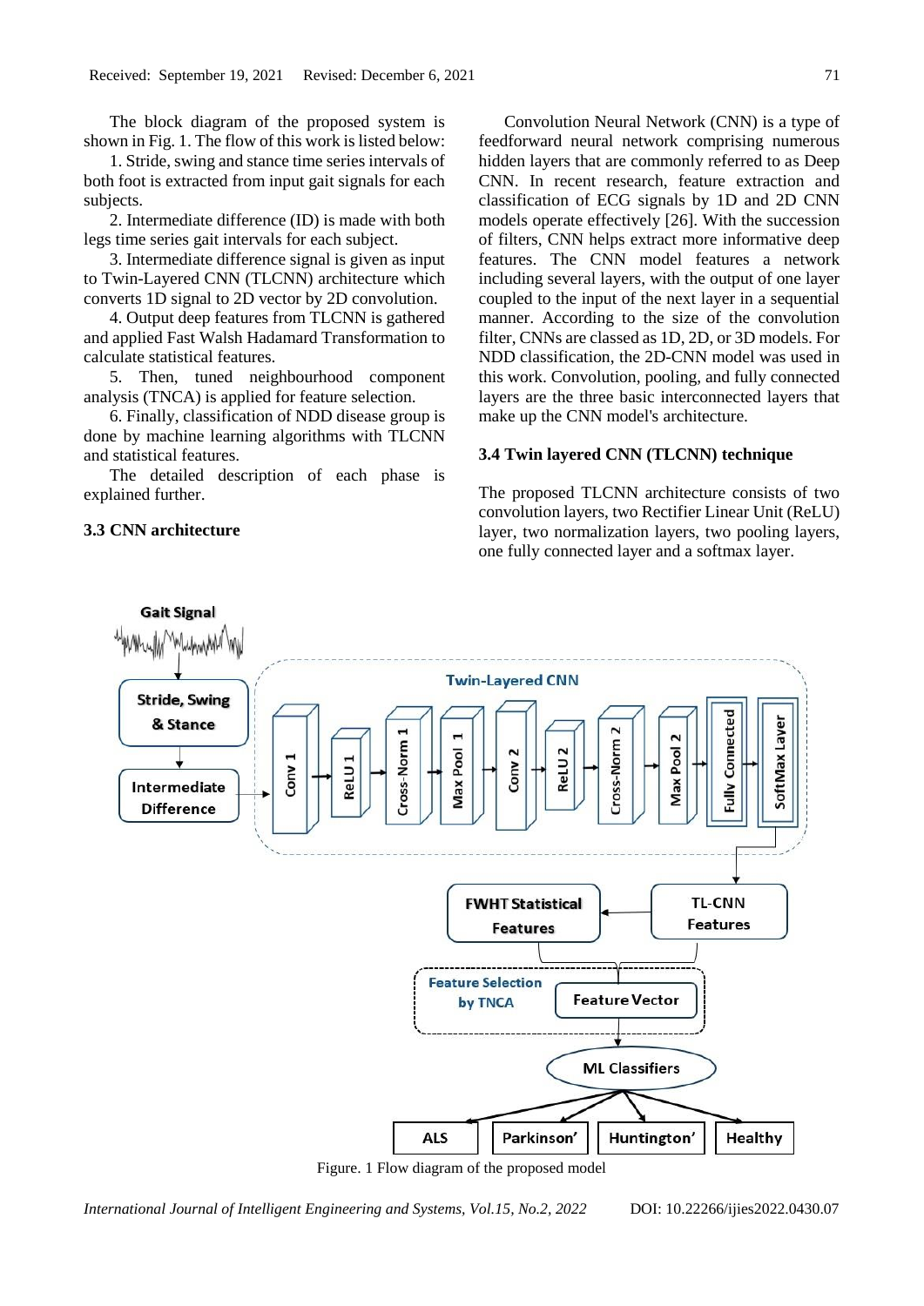The block diagram of the proposed system is shown in Fig. 1. The flow of this work is listed below:

1. Stride, swing and stance time series intervals of both foot is extracted from input gait signals for each subjects.

2. Intermediate difference (ID) is made with both legs time series gait intervals for each subject.

3. Intermediate difference signal is given as input to Twin-Layered CNN (TLCNN) architecture which converts 1D signal to 2D vector by 2D convolution.

4. Output deep features from TLCNN is gathered and applied Fast Walsh Hadamard Transformation to calculate statistical features.

5. Then, tuned neighbourhood component analysis (TNCA) is applied for feature selection.

6. Finally, classification of NDD disease group is done by machine learning algorithms with TLCNN and statistical features.

The detailed description of each phase is explained further.

### 3.3 CNN architecture

Convolution Neural Network (CNN) is a type of feedforward neural network comprising numerous hidden layers that are commonly referred to as Deep CNN. In recent research, feature extraction and classification of ECG signals by 1D and 2D CNN models operate effectively [26]. With the succession of filters, CNN helps extract more informative deep features. The CNN model features a network including several layers, with the output of one layer coupled to the input of the next layer in a sequential manner. According to the size of the convolution filter, CNNs are classed as 1D, 2D, or 3D models. For NDD classification, the 2D-CNN model was used in this work. Convolution, pooling, and fully connected layers are the three basic interconnected layers that make up the CNN model's architecture.

### 3.4 Twin layered CNN (TLCNN) technique

The proposed TLCNN architecture consists of two convolution layers, two Rectifier Linear Unit (ReLU) layer, two normalization layers, two pooling layers, one fully connected layer and a softmax layer.

Figure. 1 Flow diagram of the proposed model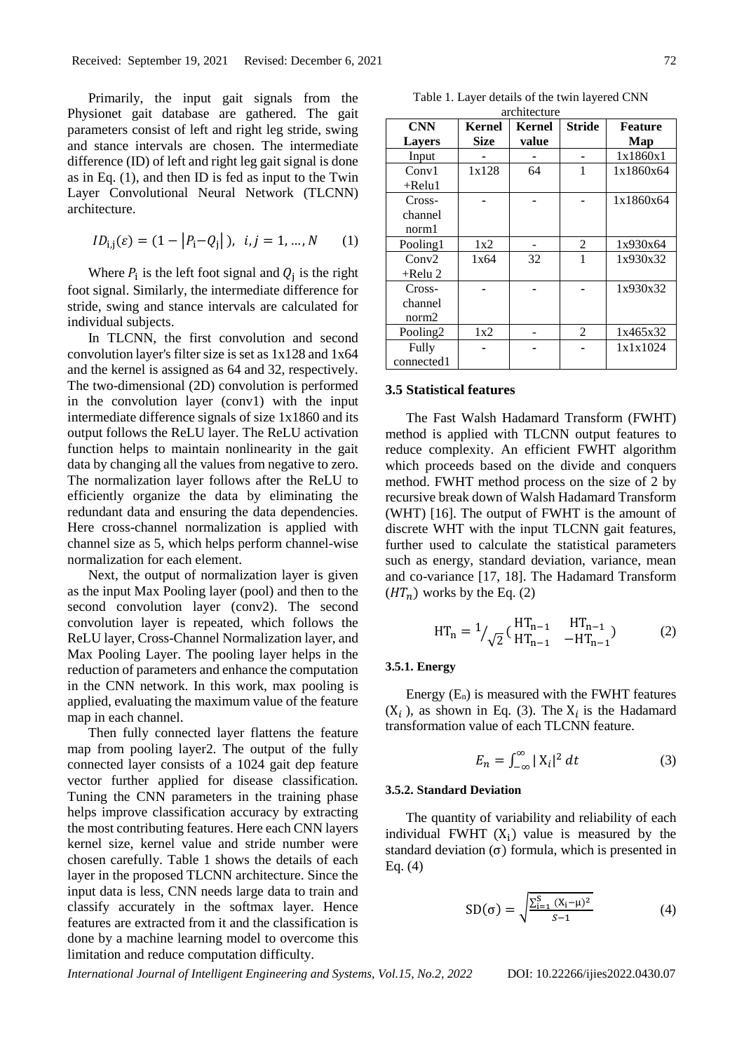Primarily, the input gait signals from the Physionet gait database are gathered. The gait parameters consist of left and right leg stride, swing and stance intervals are chosen. The intermediate difference (ID) of left and right leg gait signal is done as in Eq. (1), and then ID is fed as input to the Twin Layer Convolutional Neural Network (TLCNN) architecture.

$$ID_{i,j}(\varepsilon) = (1 - |P_i - Q_j|),\ \ i,j = 1, \ldots, N \qquad (1)$$

Where $P_i$ is the left foot signal and $Q_j$ is the right foot signal. Similarly, the intermediate difference for stride, swing and stance intervals are calculated for individual subjects.

In TLCNN, the first convolution and second convolution layer's filter size is set as 1x128 and 1x64 and the kernel is assigned as 64 and 32, respectively. The two-dimensional (2D) convolution is performed in the convolution layer (conv1) with the input intermediate difference signals of size 1x1860 and its output follows the ReLU layer. The ReLU activation function helps to maintain nonlinearity in the gait data by changing all the values from negative to zero. The normalization layer follows after the ReLU to efficiently organize the data by eliminating the redundant data and ensuring the data dependencies. Here cross-channel normalization is applied with channel size as 5, which helps perform channel-wise normalization for each element.

Next, the output of normalization layer is given as the input Max Pooling layer (pool) and then to the second convolution layer (conv2). The second convolution layer is repeated, which follows the ReLU layer, Cross-Channel Normalization layer, and Max Pooling Layer. The pooling layer helps in the reduction of parameters and enhance the computation in the CNN network. In this work, max pooling is applied, evaluating the maximum value of the feature map in each channel.

Then fully connected layer flattens the feature map from pooling layer2. The output of the fully connected layer consists of a 1024 gait dep feature vector further applied for disease classification. Tuning the CNN parameters in the training phase helps improve classification accuracy by extracting the most contributing features. Here each CNN layers kernel size, kernel value and stride number were chosen carefully. Table 1 shows the details of each layer in the proposed TLCNN architecture. Since the input data is less, CNN needs large data to train and classify accurately in the softmax layer. Hence features are extracted from it and the classification is done by a machine learning model to overcome this limitation and reduce computation difficulty.

Table 1. Layer details of the twin layered CNN architecture

| CNN Layers | Kernel Size | Kernel value | Stride | Feature Map |
|---|---|---|---|---|
| Input | - | - | - | 1x1860x1 |
| Conv1 +Relu1 | 1x128 | 64 | 1 | 1x1860x64 |
| Cross-channel norm1 | - | - | - | 1x1860x64 |
| Pooling1 | 1x2 | - | 2 | 1x930x64 |
| Conv2 +Relu 2 | 1x64 | 32 | 1 | 1x930x32 |
| Cross-channel norm2 | - | - | - | 1x930x32 |
| Pooling2 | 1x2 | - | 2 | 1x465x32 |
| Fully connected1 | - | - | - | 1x1x1024 |

### 3.5 Statistical features

The Fast Walsh Hadamard Transform (FWHT) method is applied with TLCNN output features to reduce complexity. An efficient FWHT algorithm which proceeds based on the divide and conquers method. FWHT method process on the size of 2 by recursive break down of Walsh Hadamard Transform (WHT) [16]. The output of FWHT is the amount of discrete WHT with the input TLCNN gait features, further used to calculate the statistical parameters such as energy, standard deviation, variance, mean and co-variance [17, 18]. The Hadamard Transform ($HT_n$) works by the Eq. (2)

$$\mathrm{HT_n} = {}^{1}\!/_{\sqrt{2}} \begin{pmatrix} \mathrm{HT_{n-1}} & \mathrm{HT_{n-1}} \\ \mathrm{HT_{n-1}} & -\mathrm{HT_{n-1}} \end{pmatrix} \qquad (2)$$

#### 3.5.1. Energy

Energy ($E_n$) is measured with the FWHT features ($X_i$), as shown in Eq. (3). The $X_i$ is the Hadamard transformation value of each TLCNN feature.

$$E_n = \int_{-\infty}^{\infty} |X_i|^2 \, dt \qquad (3)$$

#### 3.5.2. Standard Deviation

The quantity of variability and reliability of each individual FWHT ($X_i$) value is measured by the standard deviation ($\sigma$) formula, which is presented in Eq. (4)

$$\mathrm{SD}(\sigma) = \sqrt{\frac{\sum_{i=1}^{S} (X_i - \mu)^2}{S-1}} \qquad (4)$$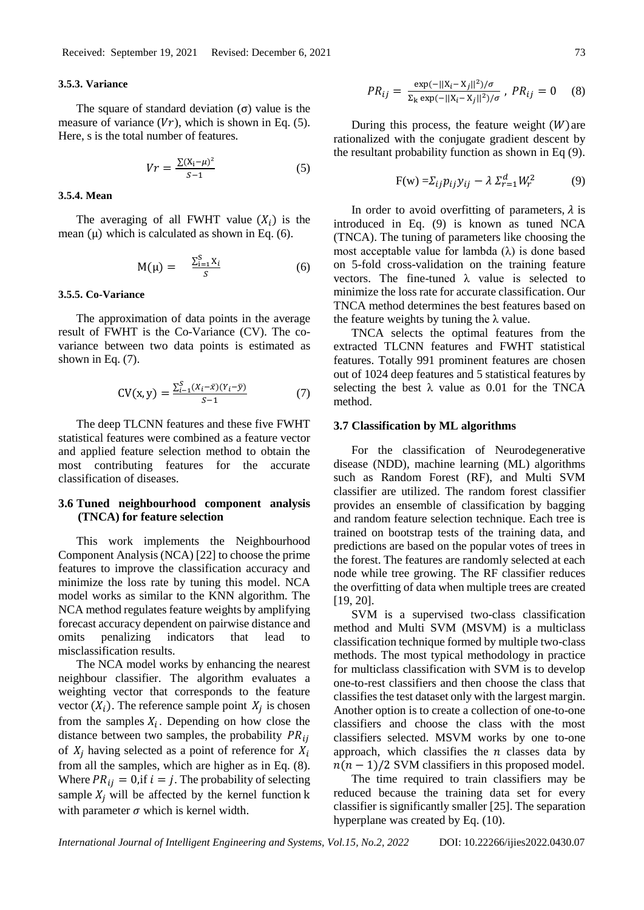#### 3.5.3. Variance

The square of standard deviation (σ) value is the measure of variance ($Vr$), which is shown in Eq. (5). Here, s is the total number of features.

$$Vr = \frac{\sum(X_i - \mu)^2}{S-1} \quad (5)$$

#### 3.5.4. Mean

The averaging of all FWHT value ($X_i$) is the mean (μ) which is calculated as shown in Eq. (6).

$$M(\mu) = \frac{\sum_{i=1}^{S} X_i}{S} \quad (6)$$

#### 3.5.5. Co-Variance

The approximation of data points in the average result of FWHT is the Co-Variance (CV). The co-variance between two data points is estimated as shown in Eq. (7).

$$CV(x, y) = \frac{\sum_{i-1}^{S}(X_i - \bar{x})(Y_i - \bar{y})}{S-1} \quad (7)$$

The deep TLCNN features and these five FWHT statistical features were combined as a feature vector and applied feature selection method to obtain the most contributing features for the accurate classification of diseases.

### 3.6 Tuned neighbourhood component analysis (TNCA) for feature selection

This work implements the Neighbourhood Component Analysis (NCA) [22] to choose the prime features to improve the classification accuracy and minimize the loss rate by tuning this model. NCA model works as similar to the KNN algorithm. The NCA method regulates feature weights by amplifying forecast accuracy dependent on pairwise distance and omits penalizing indicators that lead to misclassification results.

The NCA model works by enhancing the nearest neighbour classifier. The algorithm evaluates a weighting vector that corresponds to the feature vector ($X_i$). The reference sample point $X_j$ is chosen from the samples $X_i$. Depending on how close the distance between two samples, the probability $PR_{ij}$ of $X_j$ having selected as a point of reference for $X_i$ from all the samples, which are higher as in Eq. (8). Where $PR_{ij} = 0$, if $i = j$. The probability of selecting sample $X_j$ will be affected by the kernel function k with parameter $\sigma$ which is kernel width.

$$PR_{ij} = \frac{\exp(-||X_i - X_j||^2)/\sigma}{\Sigma_k \exp(-||X_i - X_j||^2)/\sigma}, \; PR_{ij} = 0 \quad (8)$$

During this process, the feature weight ($W$) are rationalized with the conjugate gradient descent by the resultant probability function as shown in Eq (9).

$$F(w) = \Sigma_{ij} p_{ij} y_{ij} - \lambda \, \Sigma_{r=1}^{d} W_r^2 \quad (9)$$

In order to avoid overfitting of parameters, $\lambda$ is introduced in Eq. (9) is known as tuned NCA (TNCA). The tuning of parameters like choosing the most acceptable value for lambda (λ) is done based on 5-fold cross-validation on the training feature vectors. The fine-tuned λ value is selected to minimize the loss rate for accurate classification. Our TNCA method determines the best features based on the feature weights by tuning the λ value.

TNCA selects the optimal features from the extracted TLCNN features and FWHT statistical features. Totally 991 prominent features are chosen out of 1024 deep features and 5 statistical features by selecting the best λ value as 0.01 for the TNCA method.

### 3.7 Classification by ML algorithms

For the classification of Neurodegenerative disease (NDD), machine learning (ML) algorithms such as Random Forest (RF), and Multi SVM classifier are utilized. The random forest classifier provides an ensemble of classification by bagging and random feature selection technique. Each tree is trained on bootstrap tests of the training data, and predictions are based on the popular votes of trees in the forest. The features are randomly selected at each node while tree growing. The RF classifier reduces the overfitting of data when multiple trees are created [19, 20].

SVM is a supervised two-class classification method and Multi SVM (MSVM) is a multiclass classification technique formed by multiple two-class methods. The most typical methodology in practice for multiclass classification with SVM is to develop one-to-rest classifiers and then choose the class that classifies the test dataset only with the largest margin. Another option is to create a collection of one-to-one classifiers and choose the class with the most classifiers selected. MSVM works by one to-one approach, which classifies the $n$ classes data by $n(n-1)/2$ SVM classifiers in this proposed model.

The time required to train classifiers may be reduced because the training data set for every classifier is significantly smaller [25]. The separation hyperplane was created by Eq. (10).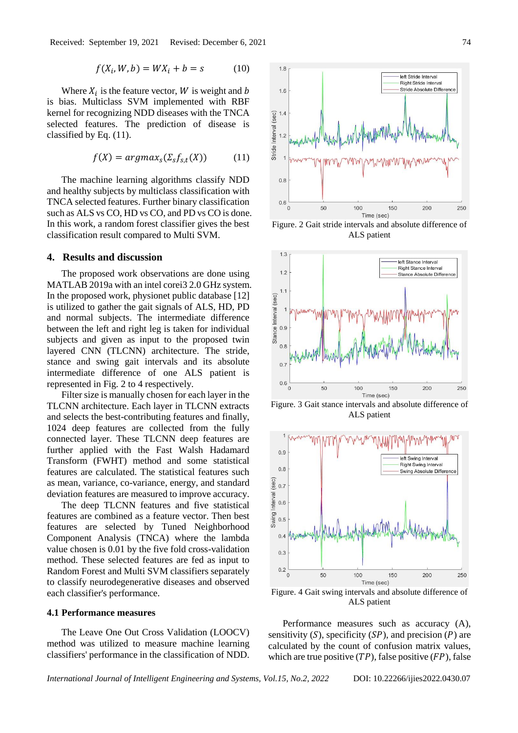$$f(X_i, W, b) = WX_i + b = s \quad (10)$$

Where $X_i$ is the feature vector, $W$ is weight and $b$ is bias. Multiclass SVM implemented with RBF kernel for recognizing NDD diseases with the TNCA selected features. The prediction of disease is classified by Eq. (11).

$$f(X) = argmax_s(\Sigma_s f_{s,t}(X)) \quad (11)$$

The machine learning algorithms classify NDD and healthy subjects by multiclass classification with TNCA selected features. Further binary classification such as ALS vs CO, HD vs CO, and PD vs CO is done. In this work, a random forest classifier gives the best classification result compared to Multi SVM.

## 4. Results and discussion

The proposed work observations are done using MATLAB 2019a with an intel corei3 2.0 GHz system. In the proposed work, physionet public database [12] is utilized to gather the gait signals of ALS, HD, PD and normal subjects. The intermediate difference between the left and right leg is taken for individual subjects and given as input to the proposed twin layered CNN (TLCNN) architecture. The stride, stance and swing gait intervals and its absolute intermediate difference of one ALS patient is represented in Fig. 2 to 4 respectively.

Filter size is manually chosen for each layer in the TLCNN architecture. Each layer in TLCNN extracts and selects the best-contributing features and finally, 1024 deep features are collected from the fully connected layer. These TLCNN deep features are further applied with the Fast Walsh Hadamard Transform (FWHT) method and some statistical features are calculated. The statistical features such as mean, variance, co-variance, energy, and standard deviation features are measured to improve accuracy.

The deep TLCNN features and five statistical features are combined as a feature vector. Then best features are selected by Tuned Neighborhood Component Analysis (TNCA) where the lambda value chosen is 0.01 by the five fold cross-validation method. These selected features are fed as input to Random Forest and Multi SVM classifiers separately to classify neurodegenerative diseases and observed each classifier's performance.

### 4.1 Performance measures

The Leave One Out Cross Validation (LOOCV) method was utilized to measure machine learning classifiers' performance in the classification of NDD.

Figure. 2 Gait stride intervals and absolute difference of ALS patient

Figure. 3 Gait stance intervals and absolute difference of ALS patient

Figure. 4 Gait swing intervals and absolute difference of ALS patient

Performance measures such as accuracy (A), sensitivity ($S$), specificity ($SP$), and precision ($P$) are calculated by the count of confusion matrix values, which are true positive ($TP$), false positive ($FP$), false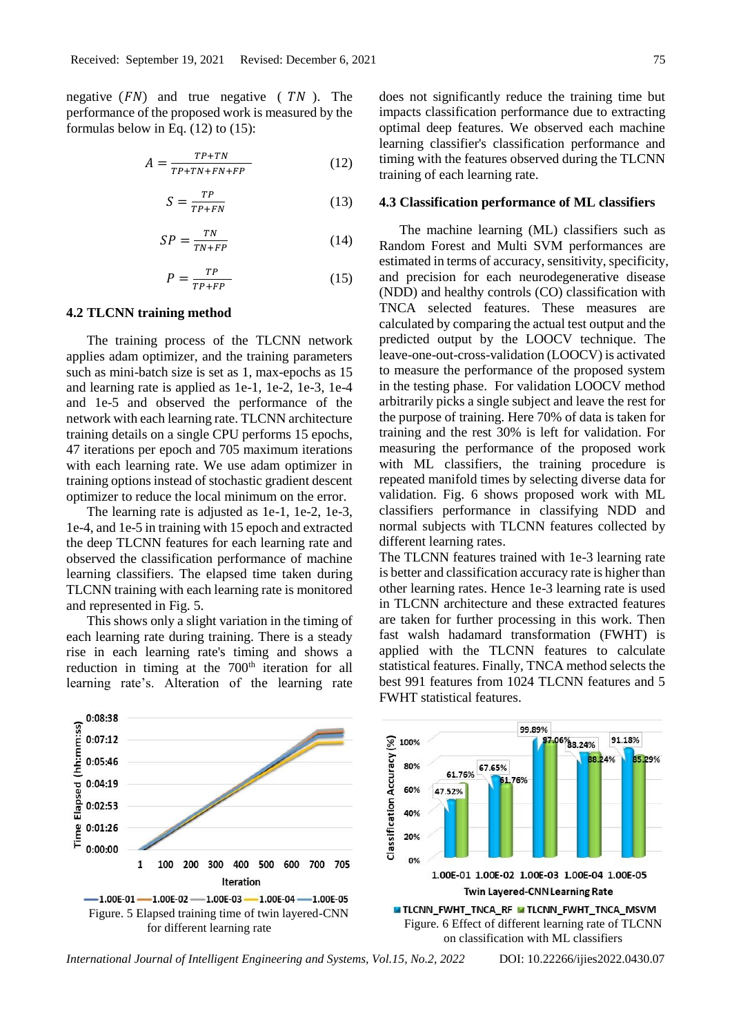negative ($FN$) and true negative ($TN$). The performance of the proposed work is measured by the formulas below in Eq. (12) to (15):

$$A = \frac{TP+TN}{TP+TN+FN+FP} \tag{12}$$

$$S = \frac{TP}{TP+FN} \tag{13}$$

$$SP = \frac{TN}{TN+FP} \tag{14}$$

$$P = \frac{TP}{TP+FP} \tag{15}$$

### 4.2 TLCNN training method

The training process of the TLCNN network applies adam optimizer, and the training parameters such as mini-batch size is set as 1, max-epochs as 15 and learning rate is applied as 1e-1, 1e-2, 1e-3, 1e-4 and 1e-5 and observed the performance of the network with each learning rate. TLCNN architecture training details on a single CPU performs 15 epochs, 47 iterations per epoch and 705 maximum iterations with each learning rate. We use adam optimizer in training options instead of stochastic gradient descent optimizer to reduce the local minimum on the error.

The learning rate is adjusted as 1e-1, 1e-2, 1e-3, 1e-4, and 1e-5 in training with 15 epoch and extracted the deep TLCNN features for each learning rate and observed the classification performance of machine learning classifiers. The elapsed time taken during TLCNN training with each learning rate is monitored and represented in Fig. 5.

This shows only a slight variation in the timing of each learning rate during training. There is a steady rise in each learning rate's timing and shows a reduction in timing at the 700th iteration for all learning rate's. Alteration of the learning rate does not significantly reduce the training time but impacts classification performance due to extracting optimal deep features. We observed each machine learning classifier's classification performance and timing with the features observed during the TLCNN training of each learning rate.

Figure. 5 Elapsed training time of twin layered-CNN for different learning rate

### 4.3 Classification performance of ML classifiers

The machine learning (ML) classifiers such as Random Forest and Multi SVM performances are estimated in terms of accuracy, sensitivity, specificity, and precision for each neurodegenerative disease (NDD) and healthy controls (CO) classification with TNCA selected features. These measures are calculated by comparing the actual test output and the predicted output by the LOOCV technique. The leave-one-out-cross-validation (LOOCV) is activated to measure the performance of the proposed system in the testing phase. For validation LOOCV method arbitrarily picks a single subject and leave the rest for the purpose of training. Here 70% of data is taken for training and the rest 30% is left for validation. For measuring the performance of the proposed work with ML classifiers, the training procedure is repeated manifold times by selecting diverse data for validation. Fig. 6 shows proposed work with ML classifiers performance in classifying NDD and normal subjects with TLCNN features collected by different learning rates.

The TLCNN features trained with 1e-3 learning rate is better and classification accuracy rate is higher than other learning rates. Hence 1e-3 learning rate is used in TLCNN architecture and these extracted features are taken for further processing in this work. Then fast walsh hadamard transformation (FWHT) is applied with the TLCNN features to calculate statistical features. Finally, TNCA method selects the best 991 features from 1024 TLCNN features and 5 FWHT statistical features.

Figure. 6 Effect of different learning rate of TLCNN on classification with ML classifiers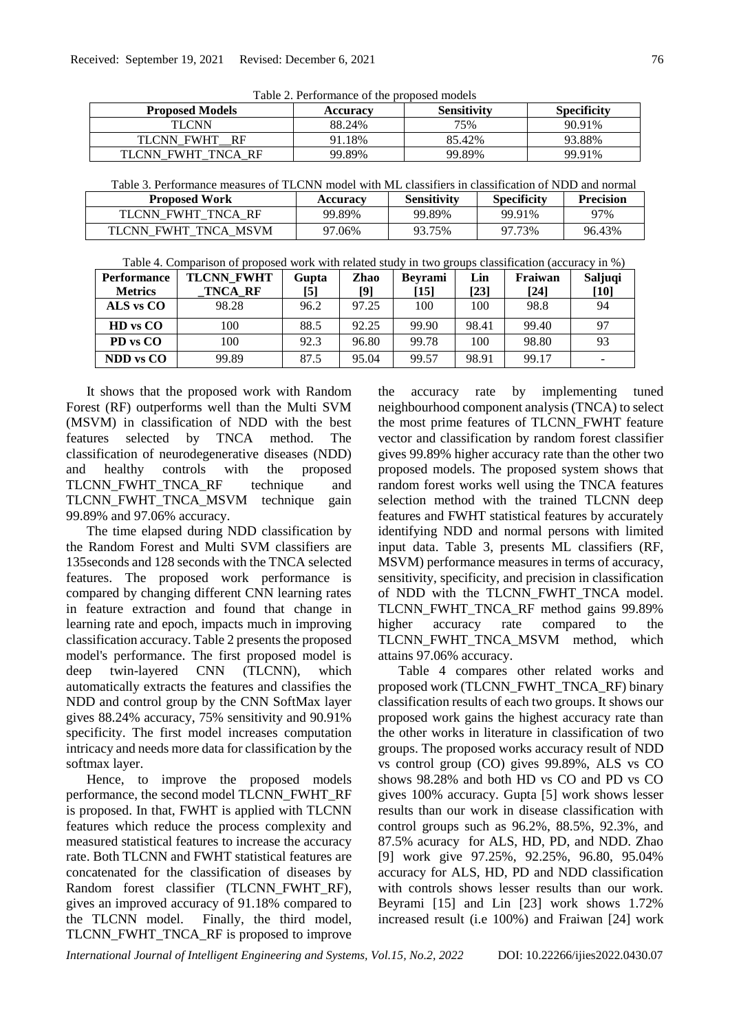Table 2. Performance of the proposed models

| Proposed Models | Accuracy | Sensitivity | Specificity |
|---|---|---|---|
| TLCNN | 88.24% | 75% | 90.91% |
| TLCNN_FWHT__RF | 91.18% | 85.42% | 93.88% |
| TLCNN_FWHT_TNCA_RF | 99.89% | 99.89% | 99.91% |

Table 3. Performance measures of TLCNN model with ML classifiers in classification of NDD and normal

| Proposed Work | Accuracy | Sensitivity | Specificity | Precision |
|---|---|---|---|---|
| TLCNN_FWHT_TNCA_RF | 99.89% | 99.89% | 99.91% | 97% |
| TLCNN_FWHT_TNCA_MSVM | 97.06% | 93.75% | 97.73% | 96.43% |

Table 4. Comparison of proposed work with related study in two groups classification (accuracy in %)

| Performance Metrics | TLCNN_FWHT _TNCA_RF | Gupta [5] | Zhao [9] | Beyrami [15] | Lin [23] | Fraiwan [24] | Saljuqi [10] |
|---|---|---|---|---|---|---|---|
| **ALS vs CO** | 98.28 | 96.2 | 97.25 | 100 | 100 | 98.8 | 94 |
| **HD vs CO** | 100 | 88.5 | 92.25 | 99.90 | 98.41 | 99.40 | 97 |
| **PD vs CO** | 100 | 92.3 | 96.80 | 99.78 | 100 | 98.80 | 93 |
| **NDD vs CO** | 99.89 | 87.5 | 95.04 | 99.57 | 98.91 | 99.17 | - |

It shows that the proposed work with Random Forest (RF) outperforms well than the Multi SVM (MSVM) in classification of NDD with the best features selected by TNCA method. The classification of neurodegenerative diseases (NDD) and healthy controls with the proposed TLCNN_FWHT_TNCA_RF technique and TLCNN_FWHT_TNCA_MSVM technique gain 99.89% and 97.06% accuracy.

The time elapsed during NDD classification by the Random Forest and Multi SVM classifiers are 135seconds and 128 seconds with the TNCA selected features. The proposed work performance is compared by changing different CNN learning rates in feature extraction and found that change in learning rate and epoch, impacts much in improving classification accuracy. Table 2 presents the proposed model's performance. The first proposed model is deep twin-layered CNN (TLCNN), which automatically extracts the features and classifies the NDD and control group by the CNN SoftMax layer gives 88.24% accuracy, 75% sensitivity and 90.91% specificity. The first model increases computation intricacy and needs more data for classification by the softmax layer.

Hence, to improve the proposed models performance, the second model TLCNN_FWHT_RF is proposed. In that, FWHT is applied with TLCNN features which reduce the process complexity and measured statistical features to increase the accuracy rate. Both TLCNN and FWHT statistical features are concatenated for the classification of diseases by Random forest classifier (TLCNN_FWHT_RF), gives an improved accuracy of 91.18% compared to the TLCNN model. Finally, the third model, TLCNN_FWHT_TNCA_RF is proposed to improve the accuracy rate by implementing tuned neighbourhood component analysis (TNCA) to select the most prime features of TLCNN_FWHT feature vector and classification by random forest classifier gives 99.89% higher accuracy rate than the other two proposed models. The proposed system shows that random forest works well using the TNCA features selection method with the trained TLCNN deep features and FWHT statistical features by accurately identifying NDD and normal persons with limited input data. Table 3, presents ML classifiers (RF, MSVM) performance measures in terms of accuracy, sensitivity, specificity, and precision in classification of NDD with the TLCNN_FWHT_TNCA model. TLCNN_FWHT_TNCA_RF method gains 99.89% higher accuracy rate compared to the TLCNN_FWHT_TNCA_MSVM method, which attains 97.06% accuracy.

Table 4 compares other related works and proposed work (TLCNN_FWHT_TNCA_RF) binary classification results of each two groups. It shows our proposed work gains the highest accuracy rate than the other works in literature in classification of two groups. The proposed works accuracy result of NDD vs control group (CO) gives 99.89%, ALS vs CO shows 98.28% and both HD vs CO and PD vs CO gives 100% accuracy. Gupta [5] work shows lesser results than our work in disease classification with control groups such as 96.2%, 88.5%, 92.3%, and 87.5% acuracy for ALS, HD, PD, and NDD. Zhao [9] work give 97.25%, 92.25%, 96.80, 95.04% accuracy for ALS, HD, PD and NDD classification with controls shows lesser results than our work. Beyrami [15] and Lin [23] work shows 1.72% increased result (i.e 100%) and Fraiwan [24] work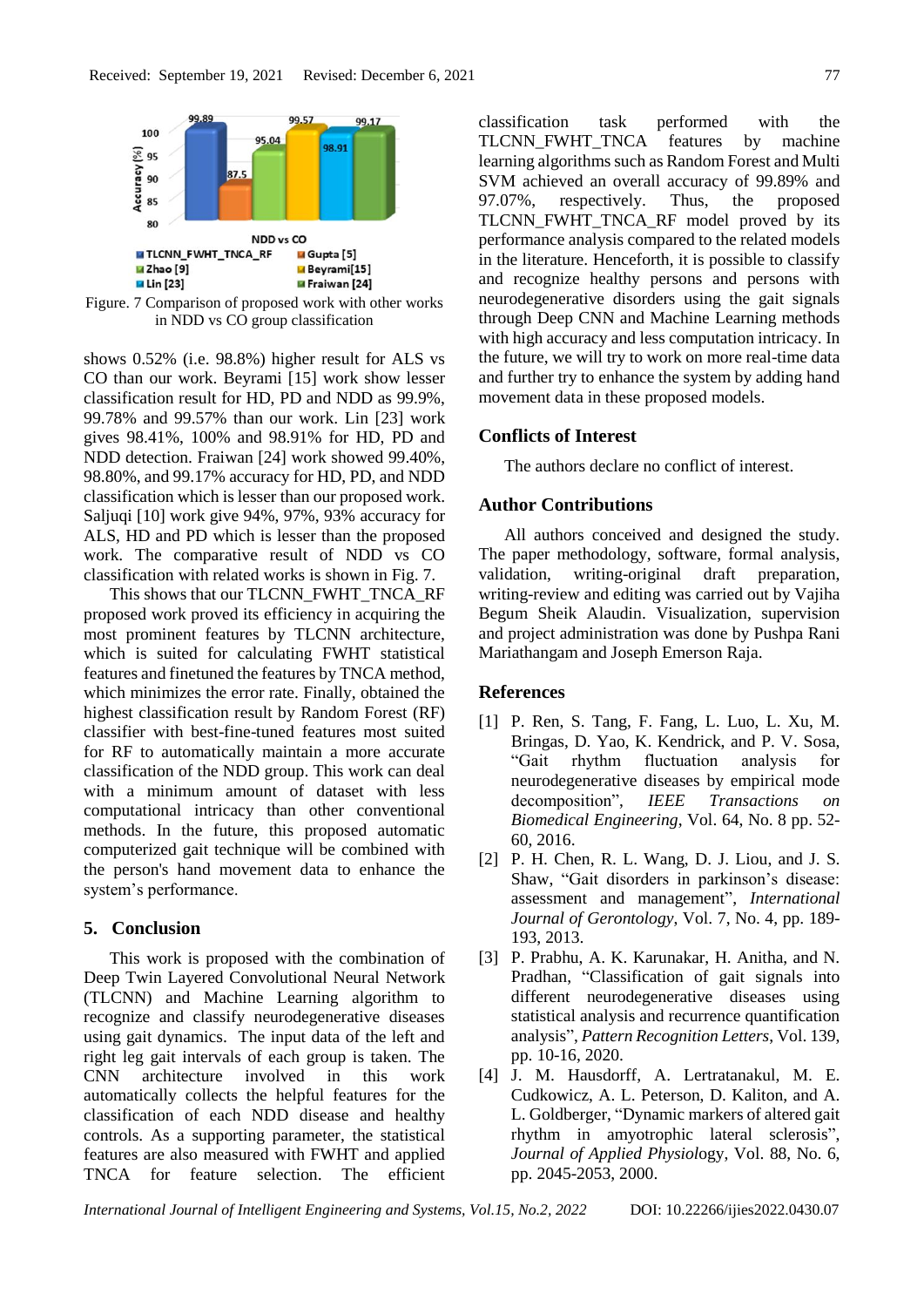Figure. 7 Comparison of proposed work with other works in NDD vs CO group classification

shows 0.52% (i.e. 98.8%) higher result for ALS vs CO than our work. Beyrami [15] work show lesser classification result for HD, PD and NDD as 99.9%, 99.78% and 99.57% than our work. Lin [23] work gives 98.41%, 100% and 98.91% for HD, PD and NDD detection. Fraiwan [24] work showed 99.40%, 98.80%, and 99.17% accuracy for HD, PD, and NDD classification which is lesser than our proposed work. Saljuqi [10] work give 94%, 97%, 93% accuracy for ALS, HD and PD which is lesser than the proposed work. The comparative result of NDD vs CO classification with related works is shown in Fig. 7.

This shows that our TLCNN_FWHT_TNCA_RF proposed work proved its efficiency in acquiring the most prominent features by TLCNN architecture, which is suited for calculating FWHT statistical features and finetuned the features by TNCA method, which minimizes the error rate. Finally, obtained the highest classification result by Random Forest (RF) classifier with best-fine-tuned features most suited for RF to automatically maintain a more accurate classification of the NDD group. This work can deal with a minimum amount of dataset with less computational intricacy than other conventional methods. In the future, this proposed automatic computerized gait technique will be combined with the person's hand movement data to enhance the system's performance.

## 5. Conclusion

This work is proposed with the combination of Deep Twin Layered Convolutional Neural Network (TLCNN) and Machine Learning algorithm to recognize and classify neurodegenerative diseases using gait dynamics. The input data of the left and right leg gait intervals of each group is taken. The CNN architecture involved in this work automatically collects the helpful features for the classification of each NDD disease and healthy controls. As a supporting parameter, the statistical features are also measured with FWHT and applied TNCA for feature selection. The efficient classification task performed with the TLCNN_FWHT_TNCA features by machine learning algorithms such as Random Forest and Multi SVM achieved an overall accuracy of 99.89% and 97.07%, respectively. Thus, the proposed TLCNN_FWHT_TNCA_RF model proved by its performance analysis compared to the related models in the literature. Henceforth, it is possible to classify and recognize healthy persons and persons with neurodegenerative disorders using the gait signals through Deep CNN and Machine Learning methods with high accuracy and less computation intricacy. In the future, we will try to work on more real-time data and further try to enhance the system by adding hand movement data in these proposed models.

## Conflicts of Interest

The authors declare no conflict of interest.

## Author Contributions

All authors conceived and designed the study. The paper methodology, software, formal analysis, validation, writing-original draft preparation, writing-review and editing was carried out by Vajiha Begum Sheik Alaudin. Visualization, supervision and project administration was done by Pushpa Rani Mariathangam and Joseph Emerson Raja.

## References

[1] P. Ren, S. Tang, F. Fang, L. Luo, L. Xu, M. Bringas, D. Yao, K. Kendrick, and P. V. Sosa, "Gait rhythm fluctuation analysis for neurodegenerative diseases by empirical mode decomposition", *IEEE Transactions on Biomedical Engineering*, Vol. 64, No. 8 pp. 52-60, 2016.

[2] P. H. Chen, R. L. Wang, D. J. Liou, and J. S. Shaw, "Gait disorders in parkinson's disease: assessment and management", *International Journal of Gerontology*, Vol. 7, No. 4, pp. 189-193, 2013.

[3] P. Prabhu, A. K. Karunakar, H. Anitha, and N. Pradhan, "Classification of gait signals into different neurodegenerative diseases using statistical analysis and recurrence quantification analysis", *Pattern Recognition Letters*, Vol. 139, pp. 10-16, 2020.

[4] J. M. Hausdorff, A. Lertratanakul, M. E. Cudkowicz, A. L. Peterson, D. Kaliton, and A. L. Goldberger, "Dynamic markers of altered gait rhythm in amyotrophic lateral sclerosis", *Journal of Applied Physiology*, Vol. 88, No. 6, pp. 2045-2053, 2000.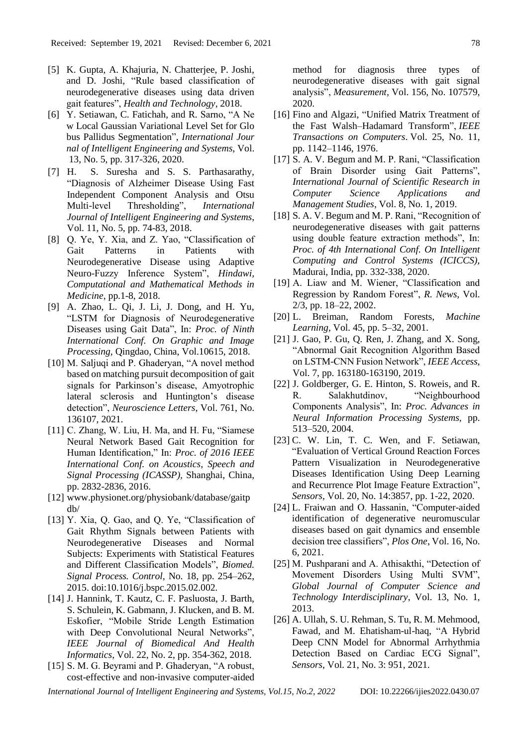[5] K. Gupta, A. Khajuria, N. Chatterjee, P. Joshi, and D. Joshi, "Rule based classification of neurodegenerative diseases using data driven gait features", *Health and Technology*, 2018.

[6] Y. Setiawan, C. Fatichah, and R. Sarno, "A New Local Gaussian Variational Level Set for Globus Pallidus Segmentation", *International Journal of Intelligent Engineering and Systems*, Vol. 13, No. 5, pp. 317-326, 2020.

[7] H. S. Suresha and S. S. Parthasarathy, "Diagnosis of Alzheimer Disease Using Fast Independent Component Analysis and Otsu Multi-level Thresholding", *International Journal of Intelligent Engineering and Systems*, Vol. 11, No. 5, pp. 74-83, 2018.

[8] Q. Ye, Y. Xia, and Z. Yao, "Classification of Gait Patterns in Patients with Neurodegenerative Disease using Adaptive Neuro-Fuzzy Inference System", *Hindawi, Computational and Mathematical Methods in Medicine*, pp.1-8, 2018.

[9] A. Zhao, L. Qi, J. Li, J. Dong, and H. Yu, "LSTM for Diagnosis of Neurodegenerative Diseases using Gait Data", In: *Proc. of Ninth International Conf. On Graphic and Image Processing*, Qingdao, China, Vol.10615, 2018.

[10] M. Saljuqi and P. Ghaderyan, "A novel method based on matching pursuit decomposition of gait signals for Parkinson's disease, Amyotrophic lateral sclerosis and Huntington's disease detection", *Neuroscience Letters*, Vol. 761, No. 136107, 2021.

[11] C. Zhang, W. Liu, H. Ma, and H. Fu, "Siamese Neural Network Based Gait Recognition for Human Identification," In: *Proc. of 2016 IEEE International Conf. on Acoustics, Speech and Signal Processing (ICASSP)*, Shanghai, China, pp. 2832-2836, 2016.

[12] www.physionet.org/physiobank/database/gaitpdb/

[13] Y. Xia, Q. Gao, and Q. Ye, "Classification of Gait Rhythm Signals between Patients with Neurodegenerative Diseases and Normal Subjects: Experiments with Statistical Features and Different Classification Models", *Biomed. Signal Process. Control*, No. 18, pp. 254–262, 2015. doi:10.1016/j.bspc.2015.02.002.

[14] J. Hannink, T. Kautz, C. F. Pasluosta, J. Barth, S. Schulein, K. Gabmann, J. Klucken, and B. M. Eskofier, "Mobile Stride Length Estimation with Deep Convolutional Neural Networks", *IEEE Journal of Biomedical And Health Informatics*, Vol. 22, No. 2, pp. 354-362, 2018.

[15] S. M. G. Beyrami and P. Ghaderyan, "A robust, cost-effective and non-invasive computer-aided method for diagnosis three types of neurodegenerative diseases with gait signal analysis", *Measurement*, Vol. 156, No. 107579, 2020.

[16] Fino and Algazi, "Unified Matrix Treatment of the Fast Walsh–Hadamard Transform", *IEEE Transactions on Computers*. Vol. 25, No. 11, pp. 1142–1146, 1976.

[17] S. A. V. Begum and M. P. Rani, "Classification of Brain Disorder using Gait Patterns", *International Journal of Scientific Research in Computer Science Applications and Management Studies*, Vol. 8, No. 1, 2019.

[18] S. A. V. Begum and M. P. Rani, "Recognition of neurodegenerative diseases with gait patterns using double feature extraction methods", In: *Proc. of 4th International Conf. On Intelligent Computing and Control Systems (ICICCS)*, Madurai, India, pp. 332-338, 2020.

[19] A. Liaw and M. Wiener, "Classification and Regression by Random Forest", *R. News*, Vol. 2/3, pp. 18–22, 2002.

[20] L. Breiman, Random Forests, *Machine Learning*, Vol. 45, pp. 5–32, 2001.

[21] J. Gao, P. Gu, Q. Ren, J. Zhang, and X. Song, "Abnormal Gait Recognition Algorithm Based on LSTM-CNN Fusion Network", *IEEE Access*, Vol. 7, pp. 163180-163190, 2019.

[22] J. Goldberger, G. E. Hinton, S. Roweis, and R. R. Salakhutdinov, "Neighbourhood Components Analysis", In: *Proc. Advances in Neural Information Processing Systems*, pp. 513–520, 2004.

[23] C. W. Lin, T. C. Wen, and F. Setiawan, "Evaluation of Vertical Ground Reaction Forces Pattern Visualization in Neurodegenerative Diseases Identification Using Deep Learning and Recurrence Plot Image Feature Extraction", *Sensors*, Vol. 20, No. 14:3857, pp. 1-22, 2020.

[24] L. Fraiwan and O. Hassanin, "Computer-aided identification of degenerative neuromuscular diseases based on gait dynamics and ensemble decision tree classifiers", *Plos One*, Vol. 16, No. 6, 2021.

[25] M. Pushparani and A. Athisakthi, "Detection of Movement Disorders Using Multi SVM", *Global Journal of Computer Science and Technology Interdisciplinary*, Vol. 13, No. 1, 2013.

[26] A. Ullah, S. U. Rehman, S. Tu, R. M. Mehmood, Fawad, and M. Ehatisham-ul-haq, "A Hybrid Deep CNN Model for Abnormal Arrhythmia Detection Based on Cardiac ECG Signal", *Sensors*, Vol. 21, No. 3: 951, 2021.